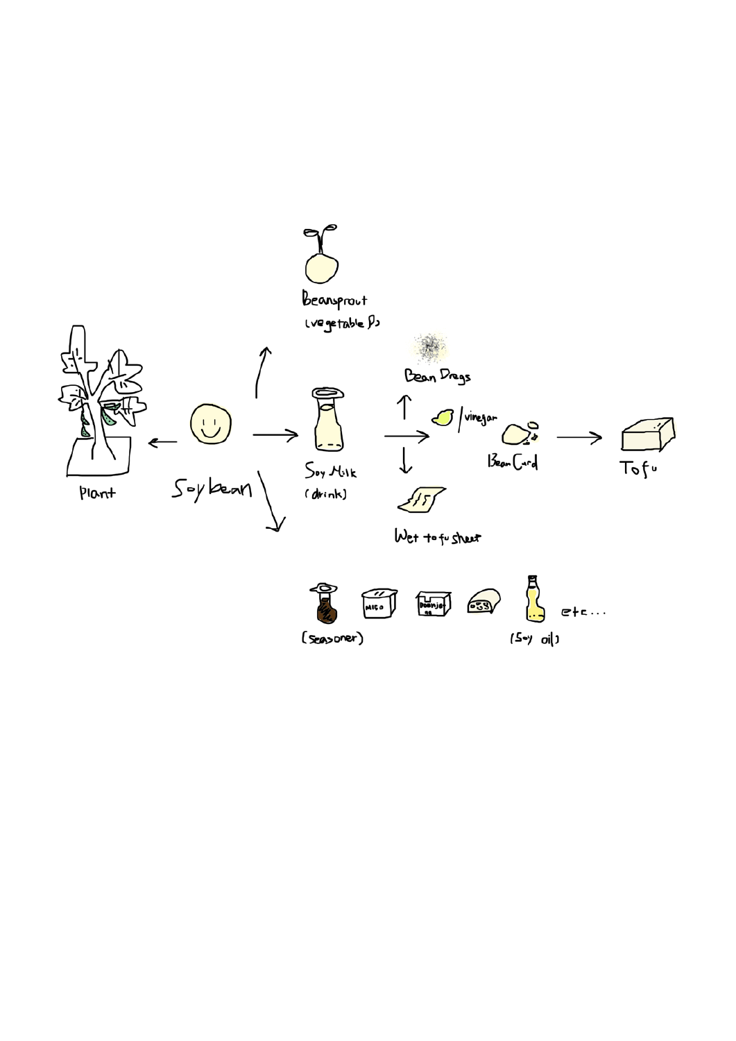Beansprout
(vegetable?)

Bean Dregs

/vinegar

Plant

Soybean

Soy Milk
(drink)

Bean Curd

Tofu

Wet tofu sheet

MISO

Doenjang

etc...

(seasoner)

(Soy oil)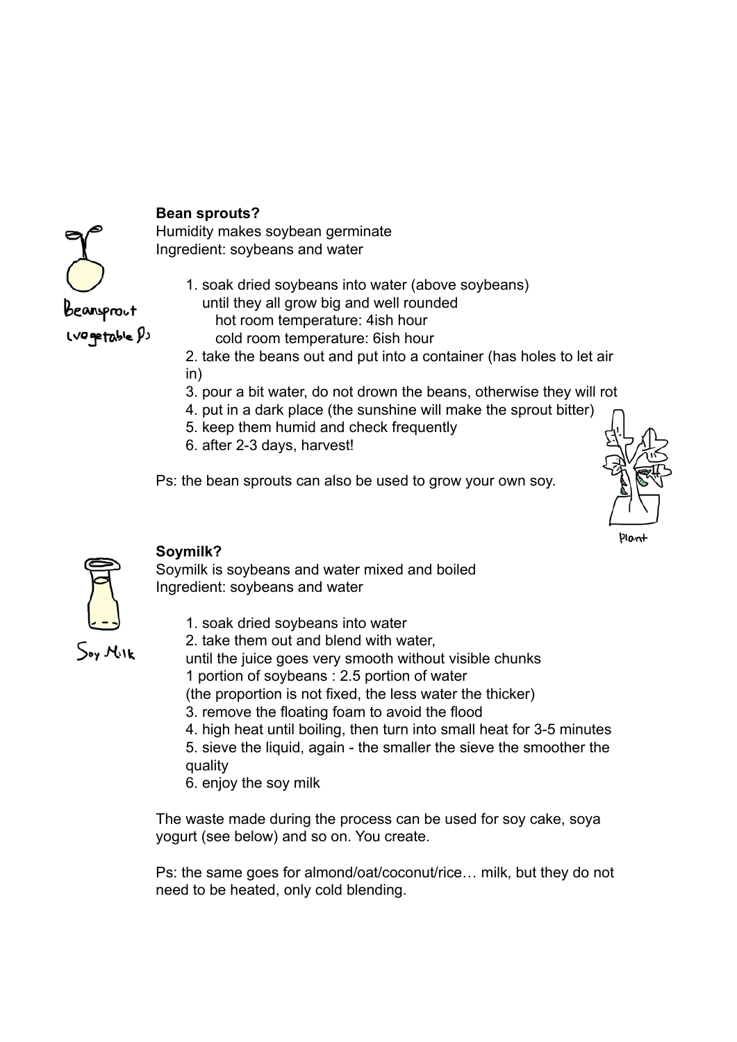**Bean sprouts?**

Humidity makes soybean germinate

Ingredient: soybeans and water

1. soak dried soybeans into water (above soybeans) until they all grow big and well rounded
   - hot room temperature: 4ish hour
   - cold room temperature: 6ish hour
2. take the beans out and put into a container (has holes to let air in)
3. pour a bit water, do not drown the beans, otherwise they will rot
4. put in a dark place (the sunshine will make the sprout bitter)
5. keep them humid and check frequently
6. after 2-3 days, harvest!

Ps: the bean sprouts can also be used to grow your own soy.

**Soymilk?**

Soymilk is soybeans and water mixed and boiled

Ingredient: soybeans and water

1. soak dried soybeans into water
2. take them out and blend with water, until the juice goes very smooth without visible chunks
   1 portion of soybeans : 2.5 portion of water
   (the proportion is not fixed, the less water the thicker)
3. remove the floating foam to avoid the flood
4. high heat until boiling, then turn into small heat for 3-5 minutes
5. sieve the liquid, again - the smaller the sieve the smoother the quality
6. enjoy the soy milk

The waste made during the process can be used for soy cake, soya yogurt (see below) and so on. You create.

Ps: the same goes for almond/oat/coconut/rice… milk, but they do not need to be heated, only cold blending.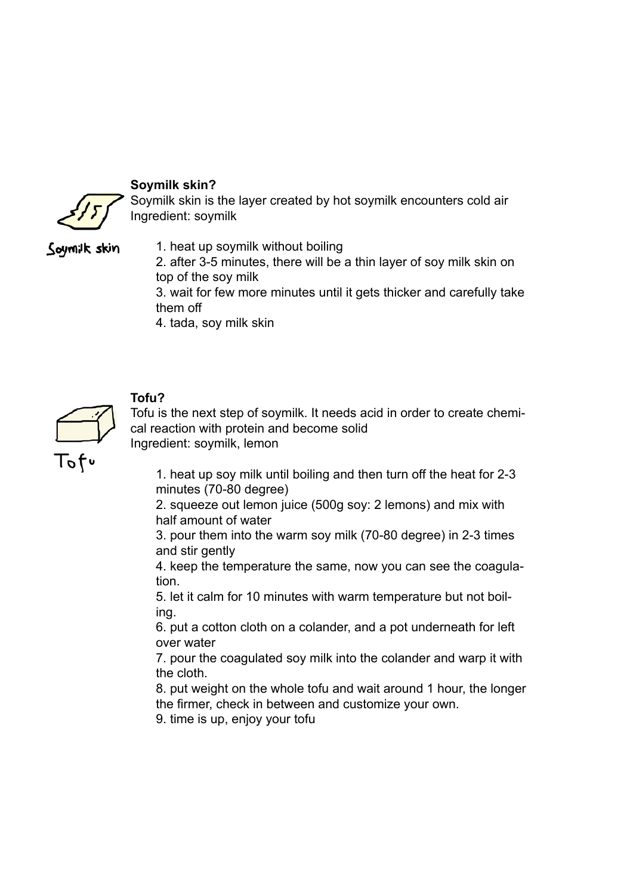**Soymilk skin?**

Soymilk skin is the layer created by hot soymilk encounters cold air
Ingredient: soymilk

Soymilk skin

1. heat up soymilk without boiling
2. after 3-5 minutes, there will be a thin layer of soy milk skin on top of the soy milk
3. wait for few more minutes until it gets thicker and carefully take them off
4. tada, soy milk skin

**Tofu?**

Tofu is the next step of soymilk. It needs acid in order to create chemical reaction with protein and become solid
Ingredient: soymilk, lemon

Tofu

1. heat up soy milk until boiling and then turn off the heat for 2-3 minutes (70-80 degree)
2. squeeze out lemon juice (500g soy: 2 lemons) and mix with half amount of water
3. pour them into the warm soy milk (70-80 degree) in 2-3 times and stir gently
4. keep the temperature the same, now you can see the coagulation.
5. let it calm for 10 minutes with warm temperature but not boiling.
6. put a cotton cloth on a colander, and a pot underneath for left over water
7. pour the coagulated soy milk into the colander and warp it with the cloth.
8. put weight on the whole tofu and wait around 1 hour, the longer the firmer, check in between and customize your own.
9. time is up, enjoy your tofu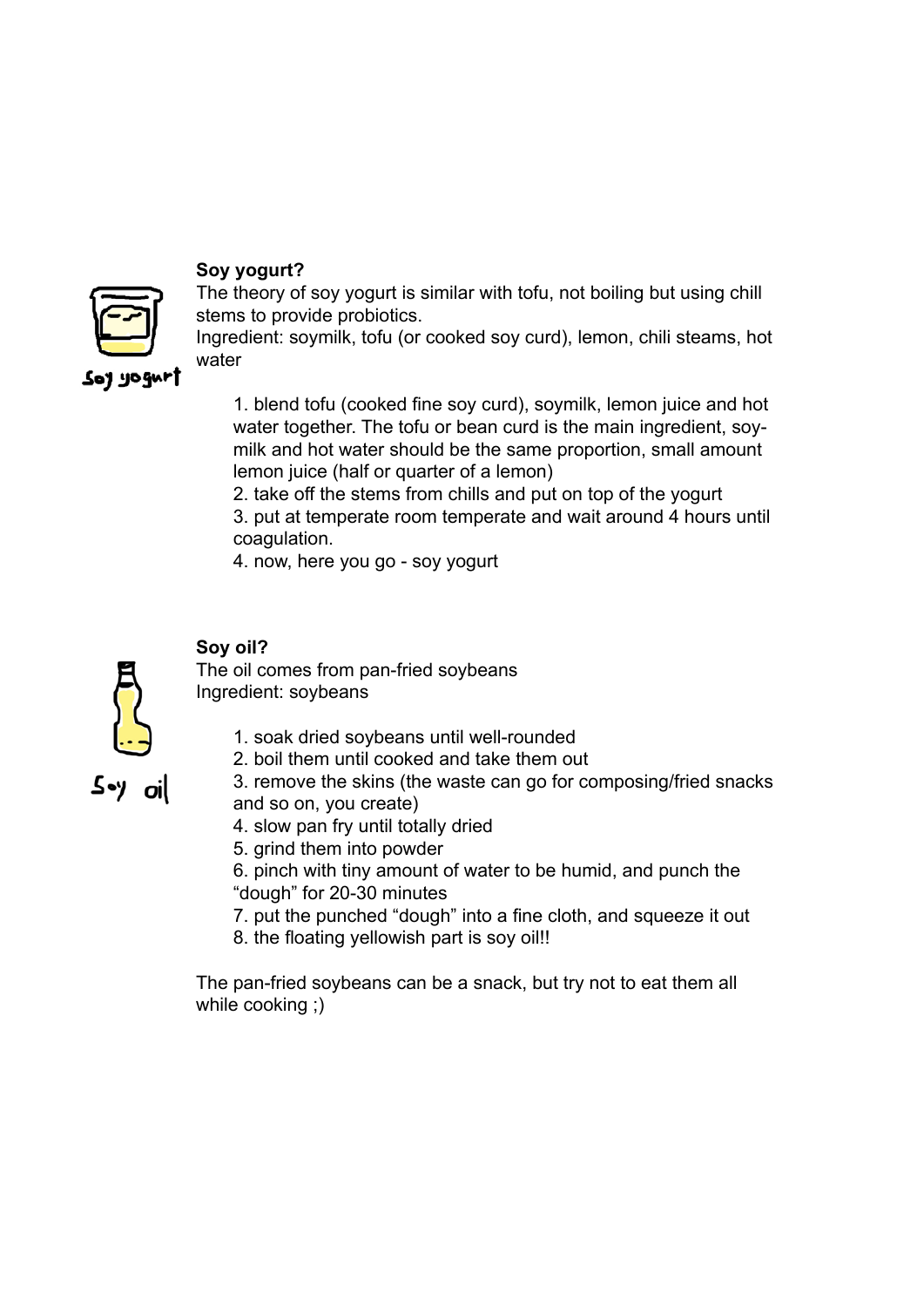**Soy yogurt?**

The theory of soy yogurt is similar with tofu, not boiling but using chill stems to provide probiotics.

Ingredient: soymilk, tofu (or cooked soy curd), lemon, chili steams, hot water

1. blend tofu (cooked fine soy curd), soymilk, lemon juice and hot water together. The tofu or bean curd is the main ingredient, soy-milk and hot water should be the same proportion, small amount lemon juice (half or quarter of a lemon)
2. take off the stems from chills and put on top of the yogurt
3. put at temperate room temperate and wait around 4 hours until coagulation.
4. now, here you go - soy yogurt

**Soy oil?**

The oil comes from pan-fried soybeans

Ingredient: soybeans

1. soak dried soybeans until well-rounded
2. boil them until cooked and take them out
3. remove the skins (the waste can go for composing/fried snacks and so on, you create)
4. slow pan fry until totally dried
5. grind them into powder
6. pinch with tiny amount of water to be humid, and punch the "dough" for 20-30 minutes
7. put the punched "dough" into a fine cloth, and squeeze it out
8. the floating yellowish part is soy oil!!

The pan-fried soybeans can be a snack, but try not to eat them all while cooking ;)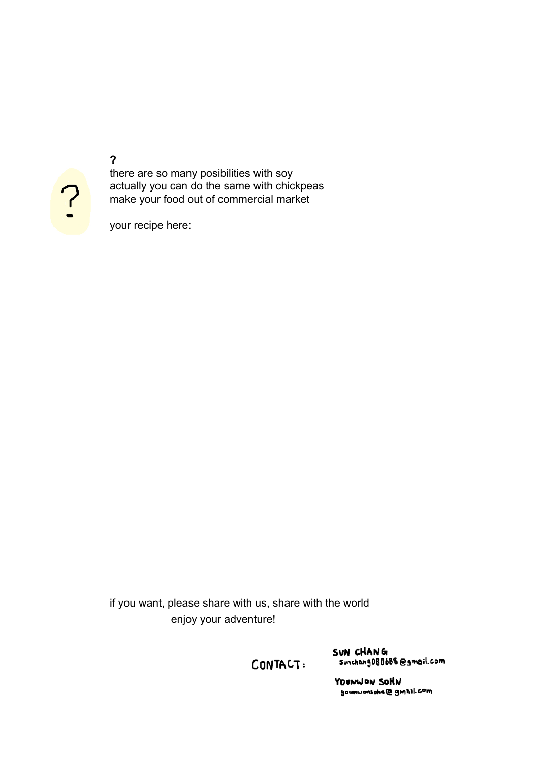?

there are so many posibilities with soy
actually you can do the same with chickpeas
make your food out of commercial market

your recipe here:

if you want, please share with us, share with the world
enjoy your adventure!

CONTACT:

SUN CHANG
sunchang0808688@gmail.com

YOUNWON SOHN
younwonsohn@gmail.com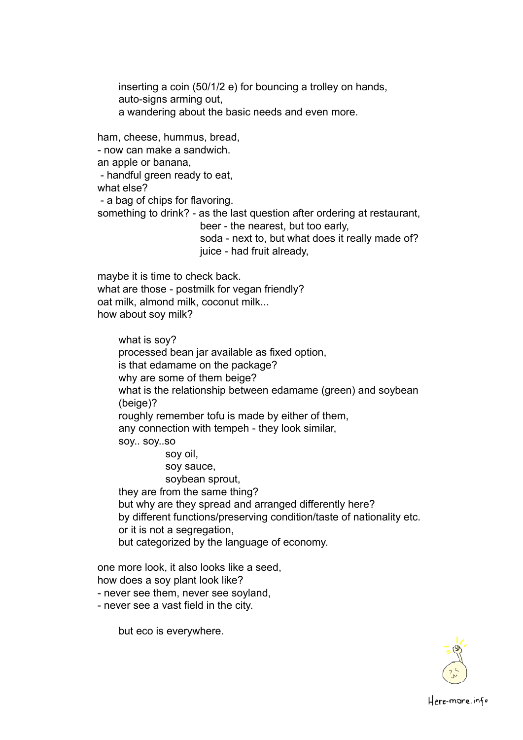inserting a coin (50/1/2 e) for bouncing a trolley on hands,
auto-signs arming out,
a wandering about the basic needs and even more.

ham, cheese, hummus, bread,
- now can make a sandwich.
an apple or banana,
- handful green ready to eat,
what else?
- a bag of chips for flavoring.
something to drink? - as the last question after ordering at restaurant,
beer - the nearest, but too early,
soda - next to, but what does it really made of?
juice - had fruit already,

maybe it is time to check back.
what are those - postmilk for vegan friendly?
oat milk, almond milk, coconut milk...
how about soy milk?

what is soy?
processed bean jar available as fixed option,
is that edamame on the package?
why are some of them beige?
what is the relationship between edamame (green) and soybean (beige)?
roughly remember tofu is made by either of them,
any connection with tempeh - they look similar,
soy.. soy..so
soy oil,
soy sauce,
soybean sprout,
they are from the same thing?
but why are they spread and arranged differently here?
by different functions/preserving condition/taste of nationality etc.
or it is not a segregation,
but categorized by the language of economy.

one more look, it also looks like a seed,
how does a soy plant look like?
- never see them, never see soyland,
- never see a vast field in the city.

but eco is everywhere.

Here-more.info